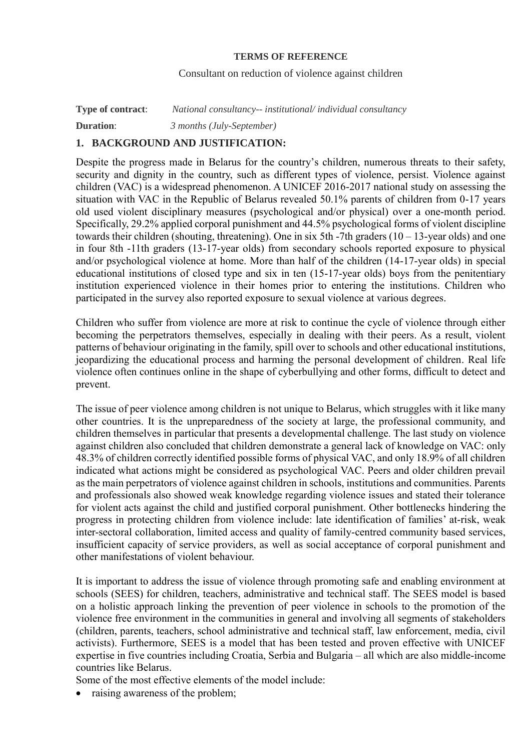**TERMS OF REFERENCE**

Consultant on reduction of violence against children

**Type of contract**: *National consultancy-- institutional/ individual consultancy*

**Duration**: *3 months (July-September)*

## 1. BACKGROUND AND JUSTIFICATION:

Despite the progress made in Belarus for the country's children, numerous threats to their safety, security and dignity in the country, such as different types of violence, persist. Violence against children (VAC) is a widespread phenomenon. A UNICEF 2016-2017 national study on assessing the situation with VAC in the Republic of Belarus revealed 50.1% parents of children from 0-17 years old used violent disciplinary measures (psychological and/or physical) over a one-month period. Specifically, 29.2% applied corporal punishment and 44.5% psychological forms of violent discipline towards their children (shouting, threatening). One in six 5th -7th graders (10 – 13-year olds) and one in four 8th -11th graders (13-17-year olds) from secondary schools reported exposure to physical and/or psychological violence at home. More than half of the children (14-17-year olds) in special educational institutions of closed type and six in ten (15-17-year olds) boys from the penitentiary institution experienced violence in their homes prior to entering the institutions. Children who participated in the survey also reported exposure to sexual violence at various degrees.

Children who suffer from violence are more at risk to continue the cycle of violence through either becoming the perpetrators themselves, especially in dealing with their peers. As a result, violent patterns of behaviour originating in the family, spill over to schools and other educational institutions, jeopardizing the educational process and harming the personal development of children. Real life violence often continues online in the shape of cyberbullying and other forms, difficult to detect and prevent.

The issue of peer violence among children is not unique to Belarus, which struggles with it like many other countries. It is the unpreparedness of the society at large, the professional community, and children themselves in particular that presents a developmental challenge. The last study on violence against children also concluded that children demonstrate a general lack of knowledge on VAC: only 48.3% of children correctly identified possible forms of physical VAC, and only 18.9% of all children indicated what actions might be considered as psychological VAC. Peers and older children prevail as the main perpetrators of violence against children in schools, institutions and communities. Parents and professionals also showed weak knowledge regarding violence issues and stated their tolerance for violent acts against the child and justified corporal punishment. Other bottlenecks hindering the progress in protecting children from violence include: late identification of families' at-risk, weak inter-sectoral collaboration, limited access and quality of family-centred community based services, insufficient capacity of service providers, as well as social acceptance of corporal punishment and other manifestations of violent behaviour.

It is important to address the issue of violence through promoting safe and enabling environment at schools (SEES) for children, teachers, administrative and technical staff. The SEES model is based on a holistic approach linking the prevention of peer violence in schools to the promotion of the violence free environment in the communities in general and involving all segments of stakeholders (children, parents, teachers, school administrative and technical staff, law enforcement, media, civil activists). Furthermore, SEES is a model that has been tested and proven effective with UNICEF expertise in five countries including Croatia, Serbia and Bulgaria – all which are also middle-income countries like Belarus.

Some of the most effective elements of the model include:

- raising awareness of the problem;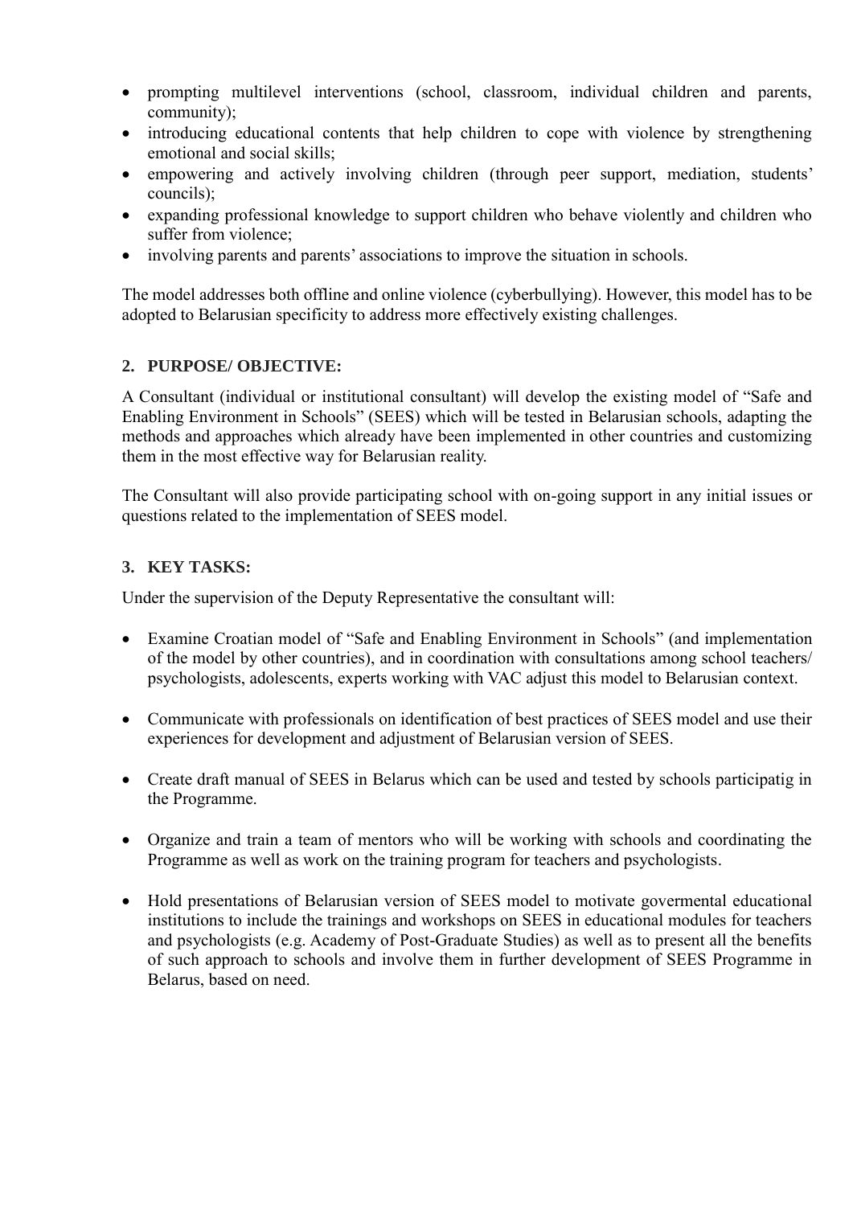- prompting multilevel interventions (school, classroom, individual children and parents, community);
- introducing educational contents that help children to cope with violence by strengthening emotional and social skills;
- empowering and actively involving children (through peer support, mediation, students' councils);
- expanding professional knowledge to support children who behave violently and children who suffer from violence;
- involving parents and parents' associations to improve the situation in schools.

The model addresses both offline and online violence (cyberbullying). However, this model has to be adopted to Belarusian specificity to address more effectively existing challenges.

## 2. PURPOSE/ OBJECTIVE:

A Consultant (individual or institutional consultant) will develop the existing model of "Safe and Enabling Environment in Schools" (SEES) which will be tested in Belarusian schools, adapting the methods and approaches which already have been implemented in other countries and customizing them in the most effective way for Belarusian reality.

The Consultant will also provide participating school with on-going support in any initial issues or questions related to the implementation of SEES model.

## 3. KEY TASKS:

Under the supervision of the Deputy Representative the consultant will:

- Examine Croatian model of "Safe and Enabling Environment in Schools" (and implementation of the model by other countries), and in coordination with consultations among school teachers/ psychologists, adolescents, experts working with VAC adjust this model to Belarusian context.
- Communicate with professionals on identification of best practices of SEES model and use their experiences for development and adjustment of Belarusian version of SEES.
- Create draft manual of SEES in Belarus which can be used and tested by schools participatig in the Programme.
- Organize and train a team of mentors who will be working with schools and coordinating the Programme as well as work on the training program for teachers and psychologists.
- Hold presentations of Belarusian version of SEES model to motivate govermental educational institutions to include the trainings and workshops on SEES in educational modules for teachers and psychologists (e.g. Academy of Post-Graduate Studies) as well as to present all the benefits of such approach to schools and involve them in further development of SEES Programme in Belarus, based on need.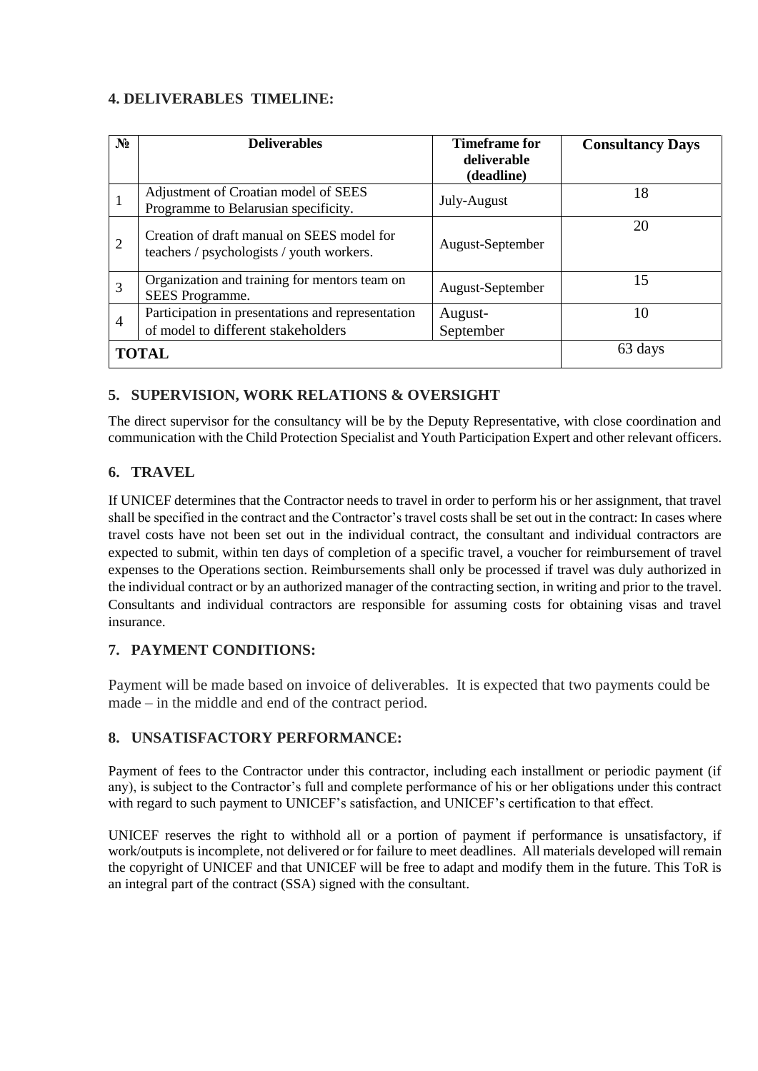## 4. DELIVERABLES TIMELINE:

| № | Deliverables | Timeframe for deliverable (deadline) | Consultancy Days |
|---|---|---|---|
| 1 | Adjustment of Croatian model of SEES Programme to Belarusian specificity. | July-August | 18 |
| 2 | Creation of draft manual on SEES model for teachers / psychologists / youth workers. | August-September | 20 |
| 3 | Organization and training for mentors team on SEES Programme. | August-September | 15 |
| 4 | Participation in presentations and representation of model to different stakeholders | August-September | 10 |
| **TOTAL** | | | 63 days |

## 5. SUPERVISION, WORK RELATIONS & OVERSIGHT

The direct supervisor for the consultancy will be by the Deputy Representative, with close coordination and communication with the Child Protection Specialist and Youth Participation Expert and other relevant officers.

## 6. TRAVEL

If UNICEF determines that the Contractor needs to travel in order to perform his or her assignment, that travel shall be specified in the contract and the Contractor's travel costs shall be set out in the contract: In cases where travel costs have not been set out in the individual contract, the consultant and individual contractors are expected to submit, within ten days of completion of a specific travel, a voucher for reimbursement of travel expenses to the Operations section. Reimbursements shall only be processed if travel was duly authorized in the individual contract or by an authorized manager of the contracting section, in writing and prior to the travel. Consultants and individual contractors are responsible for assuming costs for obtaining visas and travel insurance.

## 7. PAYMENT CONDITIONS:

Payment will be made based on invoice of deliverables. It is expected that two payments could be made – in the middle and end of the contract period.

## 8. UNSATISFACTORY PERFORMANCE:

Payment of fees to the Contractor under this contractor, including each installment or periodic payment (if any), is subject to the Contractor's full and complete performance of his or her obligations under this contract with regard to such payment to UNICEF's satisfaction, and UNICEF's certification to that effect.

UNICEF reserves the right to withhold all or a portion of payment if performance is unsatisfactory, if work/outputs is incomplete, not delivered or for failure to meet deadlines. All materials developed will remain the copyright of UNICEF and that UNICEF will be free to adapt and modify them in the future. This ToR is an integral part of the contract (SSA) signed with the consultant.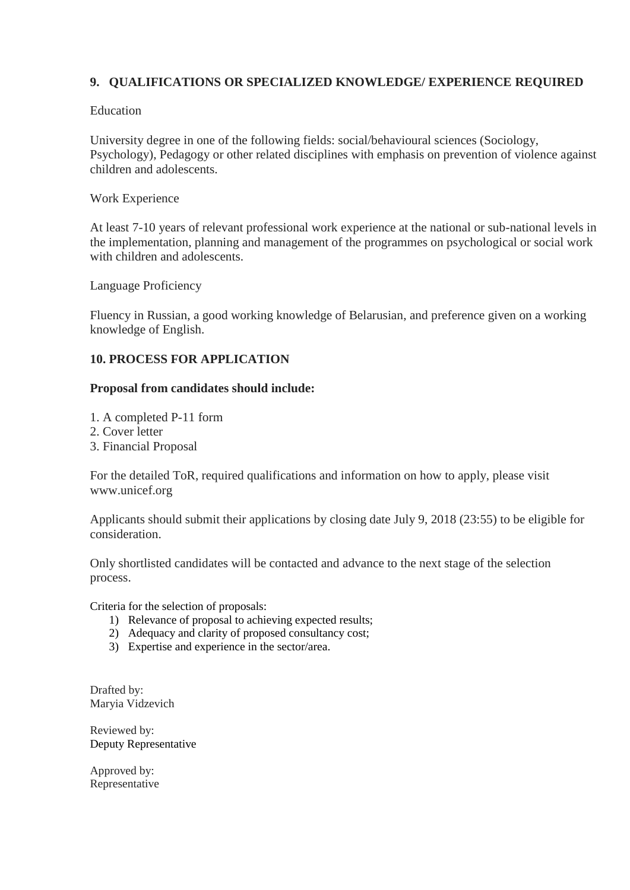## 9. QUALIFICATIONS OR SPECIALIZED KNOWLEDGE/ EXPERIENCE REQUIRED

Education

University degree in one of the following fields: social/behavioural sciences (Sociology, Psychology), Pedagogy or other related disciplines with emphasis on prevention of violence against children and adolescents.

Work Experience

At least 7-10 years of relevant professional work experience at the national or sub-national levels in the implementation, planning and management of the programmes on psychological or social work with children and adolescents.

Language Proficiency

Fluency in Russian, a good working knowledge of Belarusian, and preference given on a working knowledge of English.

## 10. PROCESS FOR APPLICATION

**Proposal from candidates should include:**

1. A completed P-11 form
2. Cover letter
3. Financial Proposal

For the detailed ToR, required qualifications and information on how to apply, please visit www.unicef.org

Applicants should submit their applications by closing date July 9, 2018 (23:55) to be eligible for consideration.

Only shortlisted candidates will be contacted and advance to the next stage of the selection process.

Criteria for the selection of proposals:

1) Relevance of proposal to achieving expected results;
2) Adequacy and clarity of proposed consultancy cost;
3) Expertise and experience in the sector/area.

Drafted by:
Maryia Vidzevich

Reviewed by:
Deputy Representative

Approved by:
Representative